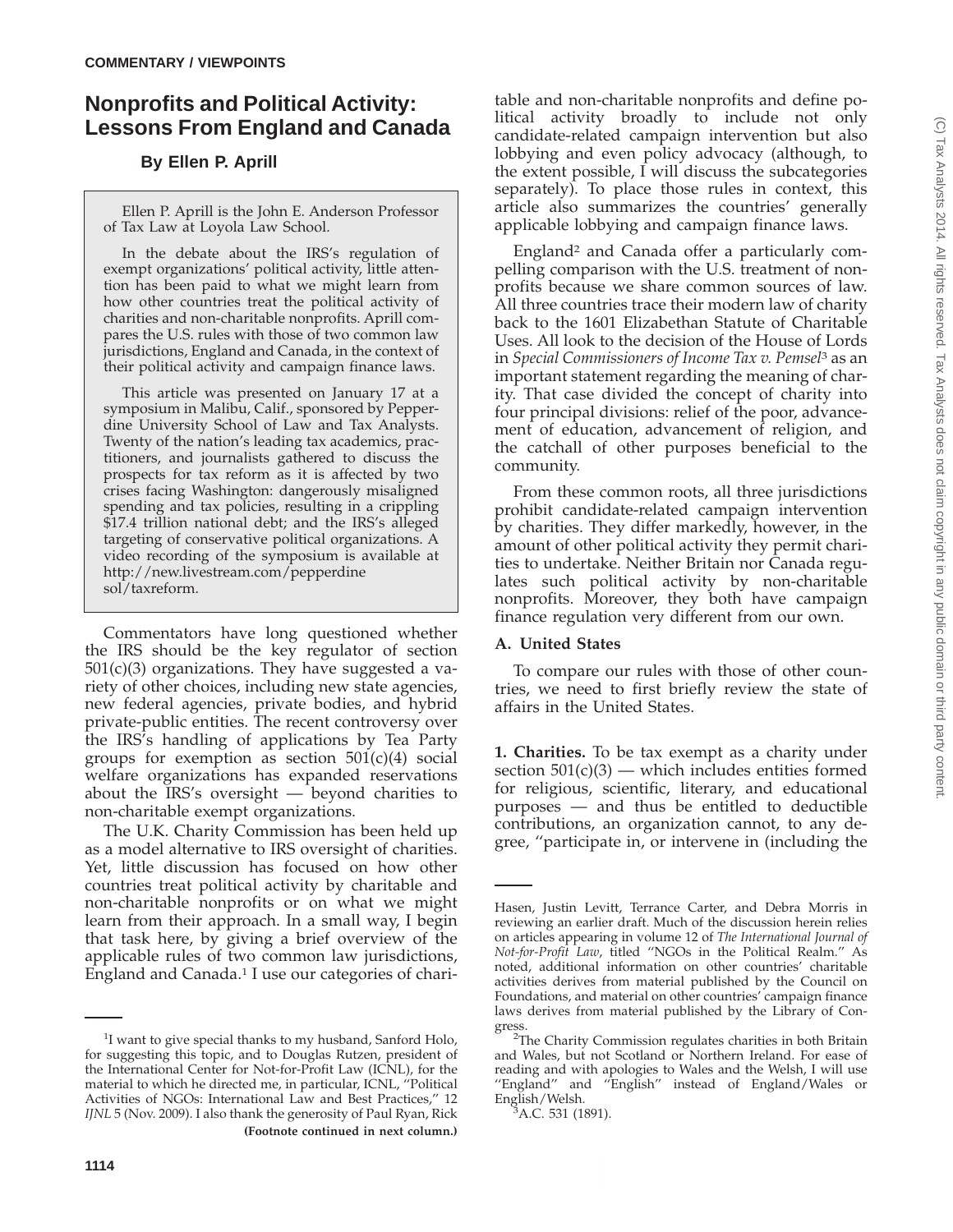COMMENTARY / VIEWPOINTS

# Nonprofits and Political Activity: Lessons From England and Canada

**By Ellen P. Aprill**

Ellen P. Aprill is the John E. Anderson Professor of Tax Law at Loyola Law School.

In the debate about the IRS's regulation of exempt organizations' political activity, little attention has been paid to what we might learn from how other countries treat the political activity of charities and non-charitable nonprofits. Aprill compares the U.S. rules with those of two common law jurisdictions, England and Canada, in the context of their political activity and campaign finance laws.

This article was presented on January 17 at a symposium in Malibu, Calif., sponsored by Pepperdine University School of Law and Tax Analysts. Twenty of the nation's leading tax academics, practitioners, and journalists gathered to discuss the prospects for tax reform as it is affected by two crises facing Washington: dangerously misaligned spending and tax policies, resulting in a crippling $17.4 trillion national debt; and the IRS's alleged targeting of conservative political organizations. A video recording of the symposium is available at http://new.livestream.com/pepperdine sol/taxreform.

Commentators have long questioned whether the IRS should be the key regulator of section 501(c)(3) organizations. They have suggested a variety of other choices, including new state agencies, new federal agencies, private bodies, and hybrid private-public entities. The recent controversy over the IRS's handling of applications by Tea Party groups for exemption as section 501(c)(4) social welfare organizations has expanded reservations about the IRS's oversight — beyond charities to non-charitable exempt organizations.

The U.K. Charity Commission has been held up as a model alternative to IRS oversight of charities. Yet, little discussion has focused on how other countries treat political activity by charitable and non-charitable nonprofits or on what we might learn from their approach. In a small way, I begin that task here, by giving a brief overview of the applicable rules of two common law jurisdictions, England and Canada.[1] I use our categories of charitable and non-charitable nonprofits and define political activity broadly to include not only candidate-related campaign intervention but also lobbying and even policy advocacy (although, to the extent possible, I will discuss the subcategories separately). To place those rules in context, this article also summarizes the countries' generally applicable lobbying and campaign finance laws.

England[2] and Canada offer a particularly compelling comparison with the U.S. treatment of nonprofits because we share common sources of law. All three countries trace their modern law of charity back to the 1601 Elizabethan Statute of Charitable Uses. All look to the decision of the House of Lords in *Special Commissioners of Income Tax v. Pemsel*[3] as an important statement regarding the meaning of charity. That case divided the concept of charity into four principal divisions: relief of the poor, advancement of education, advancement of religion, and the catchall of other purposes beneficial to the community.

From these common roots, all three jurisdictions prohibit candidate-related campaign intervention by charities. They differ markedly, however, in the amount of other political activity they permit charities to undertake. Neither Britain nor Canada regulates such political activity by non-charitable nonprofits. Moreover, they both have campaign finance regulation very different from our own.

## A. United States

To compare our rules with those of other countries, we need to first briefly review the state of affairs in the United States.

**1. Charities.** To be tax exempt as a charity under section 501(c)(3) — which includes entities formed for religious, scientific, literary, and educational purposes — and thus be entitled to deductible contributions, an organization cannot, to any degree, "participate in, or intervene in (including the

---

[1] I want to give special thanks to my husband, Sanford Holo, for suggesting this topic, and to Douglas Rutzen, president of the International Center for Not-for-Profit Law (ICNL), for the material to which he directed me, in particular, ICNL, "Political Activities of NGOs: International Law and Best Practices," 12 *IJNL* 5 (Nov. 2009). I also thank the generosity of Paul Ryan, Rick Hasen, Justin Levitt, Terrance Carter, and Debra Morris in reviewing an earlier draft. Much of the discussion herein relies on articles appearing in volume 12 of *The International Journal of Not-for-Profit Law*, titled "NGOs in the Political Realm." As noted, additional information on other countries' charitable activities derives from material published by the Council on Foundations, and material on other countries' campaign finance laws derives from material published by the Library of Congress.

[2] The Charity Commission regulates charities in both Britain and Wales, but not Scotland or Northern Ireland. For ease of reading and with apologies to Wales and the Welsh, I will use "England" and "English" instead of England/Wales or English/Welsh.

[3] A.C. 531 (1891).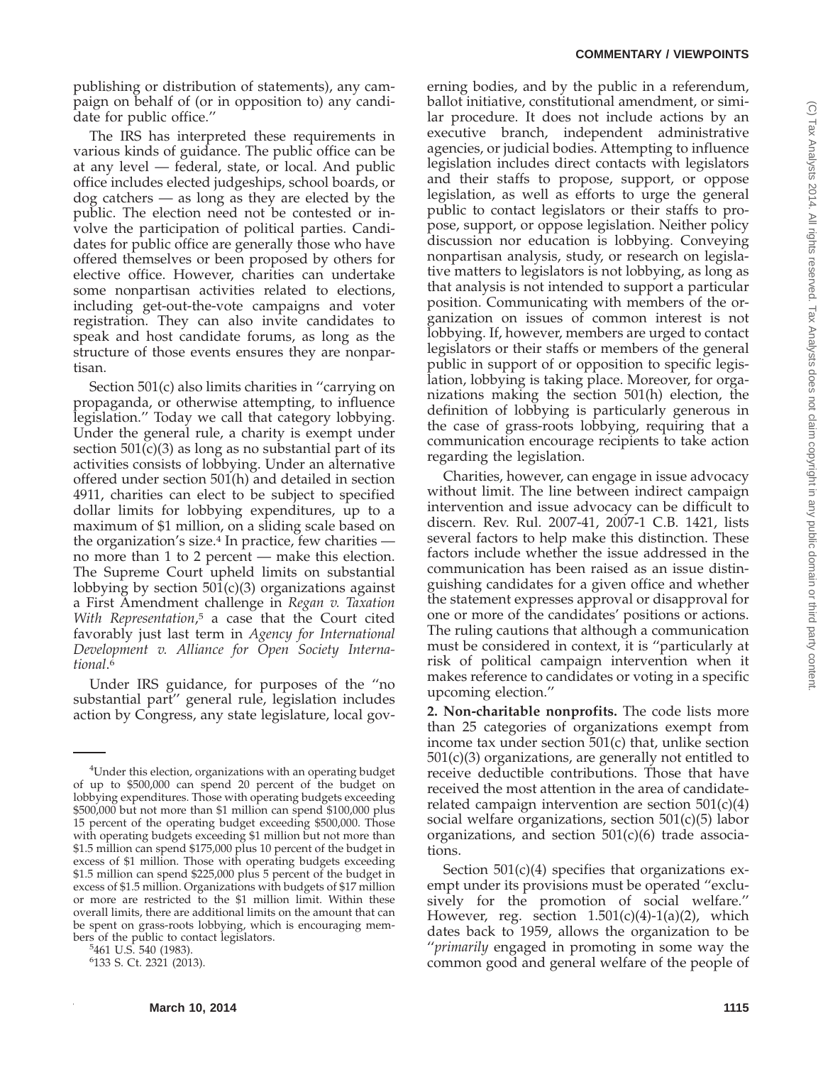publishing or distribution of statements), any campaign on behalf of (or in opposition to) any candidate for public office.''

The IRS has interpreted these requirements in various kinds of guidance. The public office can be at any level — federal, state, or local. And public office includes elected judgeships, school boards, or dog catchers — as long as they are elected by the public. The election need not be contested or involve the participation of political parties. Candidates for public office are generally those who have offered themselves or been proposed by others for elective office. However, charities can undertake some nonpartisan activities related to elections, including get-out-the-vote campaigns and voter registration. They can also invite candidates to speak and host candidate forums, as long as the structure of those events ensures they are nonpartisan.

Section 501(c) also limits charities in ''carrying on propaganda, or otherwise attempting, to influence legislation.'' Today we call that category lobbying. Under the general rule, a charity is exempt under section 501(c)(3) as long as no substantial part of its activities consists of lobbying. Under an alternative offered under section 501(h) and detailed in section 4911, charities can elect to be subject to specified dollar limits for lobbying expenditures, up to a maximum of $1 million, on a sliding scale based on the organization's size.[4] In practice, few charities — no more than 1 to 2 percent — make this election. The Supreme Court upheld limits on substantial lobbying by section 501(c)(3) organizations against a First Amendment challenge in *Regan v. Taxation With Representation*,[5] a case that the Court cited favorably just last term in *Agency for International Development v. Alliance for Open Society International*.[6]

Under IRS guidance, for purposes of the ''no substantial part'' general rule, legislation includes action by Congress, any state legislature, local governing bodies, and by the public in a referendum, ballot initiative, constitutional amendment, or similar procedure. It does not include actions by an executive branch, independent administrative agencies, or judicial bodies. Attempting to influence legislation includes direct contacts with legislators and their staffs to propose, support, or oppose legislation, as well as efforts to urge the general public to contact legislators or their staffs to propose, support, or oppose legislation. Neither policy discussion nor education is lobbying. Conveying nonpartisan analysis, study, or research on legislative matters to legislators is not lobbying, as long as that analysis is not intended to support a particular position. Communicating with members of the organization on issues of common interest is not lobbying. If, however, members are urged to contact legislators or their staffs or members of the general public in support of or opposition to specific legislation, lobbying is taking place. Moreover, for organizations making the section 501(h) election, the definition of lobbying is particularly generous in the case of grass-roots lobbying, requiring that a communication encourage recipients to take action regarding the legislation.

Charities, however, can engage in issue advocacy without limit. The line between indirect campaign intervention and issue advocacy can be difficult to discern. Rev. Rul. 2007-41, 2007-1 C.B. 1421, lists several factors to help make this distinction. These factors include whether the issue addressed in the communication has been raised as an issue distinguishing candidates for a given office and whether the statement expresses approval or disapproval for one or more of the candidates' positions or actions. The ruling cautions that although a communication must be considered in context, it is ''particularly at risk of political campaign intervention when it makes reference to candidates or voting in a specific upcoming election.''

**2. Non-charitable nonprofits.** The code lists more than 25 categories of organizations exempt from income tax under section 501(c) that, unlike section 501(c)(3) organizations, are generally not entitled to receive deductible contributions. Those that have received the most attention in the area of candidate-related campaign intervention are section 501(c)(4) social welfare organizations, section 501(c)(5) labor organizations, and section 501(c)(6) trade associations.

Section 501(c)(4) specifies that organizations exempt under its provisions must be operated ''exclusively for the promotion of social welfare.'' However, reg. section 1.501(c)(4)-1(a)(2), which dates back to 1959, allows the organization to be ''*primarily* engaged in promoting in some way the common good and general welfare of the people of

---

[4]Under this election, organizations with an operating budget of up to $500,000 can spend 20 percent of the budget on lobbying expenditures. Those with operating budgets exceeding $500,000 but not more than $1 million can spend $100,000 plus 15 percent of the operating budget exceeding $500,000. Those with operating budgets exceeding $1 million but not more than $1.5 million can spend $175,000 plus 10 percent of the budget in excess of $1 million. Those with operating budgets exceeding $1.5 million can spend $225,000 plus 5 percent of the budget in excess of $1.5 million. Organizations with budgets of $17 million or more are restricted to the $1 million limit. Within these overall limits, there are additional limits on the amount that can be spent on grass-roots lobbying, which is encouraging members of the public to contact legislators.

[5]461 U.S. 540 (1983).

[6]133 S. Ct. 2321 (2013).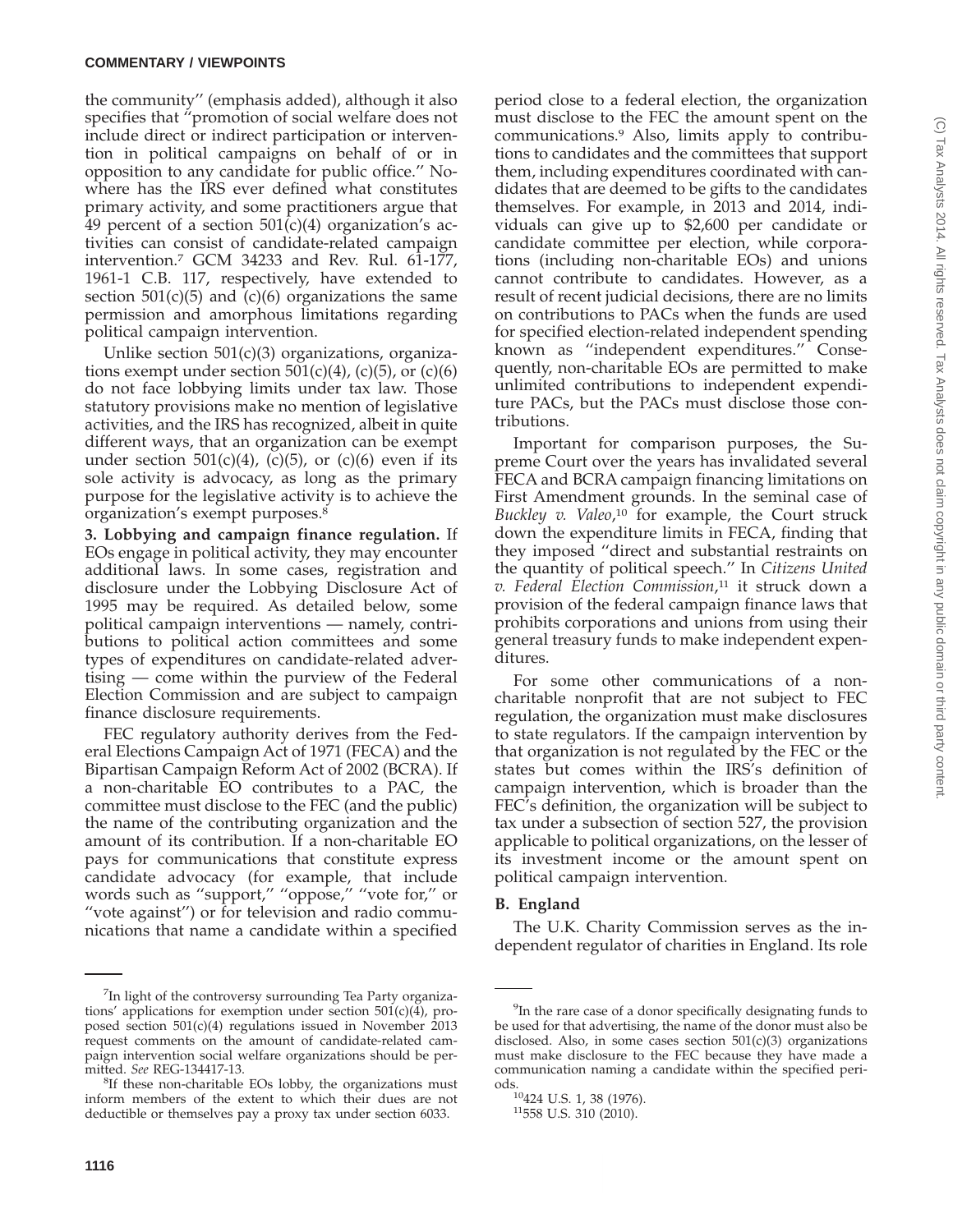the community'' (emphasis added), although it also specifies that ''promotion of social welfare does not include direct or indirect participation or intervention in political campaigns on behalf of or in opposition to any candidate for public office.'' Nowhere has the IRS ever defined what constitutes primary activity, and some practitioners argue that 49 percent of a section 501(c)(4) organization's activities can consist of candidate-related campaign intervention.[7] GCM 34233 and Rev. Rul. 61-177, 1961-1 C.B. 117, respectively, have extended to section 501(c)(5) and (c)(6) organizations the same permission and amorphous limitations regarding political campaign intervention.

Unlike section 501(c)(3) organizations, organizations exempt under section 501(c)(4), (c)(5), or (c)(6) do not face lobbying limits under tax law. Those statutory provisions make no mention of legislative activities, and the IRS has recognized, albeit in quite different ways, that an organization can be exempt under section 501(c)(4), (c)(5), or (c)(6) even if its sole activity is advocacy, as long as the primary purpose for the legislative activity is to achieve the organization's exempt purposes.[8]

**3. Lobbying and campaign finance regulation.** If EOs engage in political activity, they may encounter additional laws. In some cases, registration and disclosure under the Lobbying Disclosure Act of 1995 may be required. As detailed below, some political campaign interventions — namely, contributions to political action committees and some types of expenditures on candidate-related advertising — come within the purview of the Federal Election Commission and are subject to campaign finance disclosure requirements.

FEC regulatory authority derives from the Federal Elections Campaign Act of 1971 (FECA) and the Bipartisan Campaign Reform Act of 2002 (BCRA). If a non-charitable EO contributes to a PAC, the committee must disclose to the FEC (and the public) the name of the contributing organization and the amount of its contribution. If a non-charitable EO pays for communications that constitute express candidate advocacy (for example, that include words such as ''support,'' ''oppose,'' ''vote for,'' or ''vote against'') or for television and radio communications that name a candidate within a specified period close to a federal election, the organization must disclose to the FEC the amount spent on the communications.[9] Also, limits apply to contributions to candidates and the committees that support them, including expenditures coordinated with candidates that are deemed to be gifts to the candidates themselves. For example, in 2013 and 2014, individuals can give up to $2,600 per candidate or candidate committee per election, while corporations (including non-charitable EOs) and unions cannot contribute to candidates. However, as a result of recent judicial decisions, there are no limits on contributions to PACs when the funds are used for specified election-related independent spending known as ''independent expenditures.'' Consequently, non-charitable EOs are permitted to make unlimited contributions to independent expenditure PACs, but the PACs must disclose those contributions.

Important for comparison purposes, the Supreme Court over the years has invalidated several FECA and BCRA campaign financing limitations on First Amendment grounds. In the seminal case of *Buckley v. Valeo*,[10] for example, the Court struck down the expenditure limits in FECA, finding that they imposed ''direct and substantial restraints on the quantity of political speech.'' In *Citizens United v. Federal Election Commission*,[11] it struck down a provision of the federal campaign finance laws that prohibits corporations and unions from using their general treasury funds to make independent expenditures.

For some other communications of a non-charitable nonprofit that are not subject to FEC regulation, the organization must make disclosures to state regulators. If the campaign intervention by that organization is not regulated by the FEC or the states but comes within the IRS's definition of campaign intervention, which is broader than the FEC's definition, the organization will be subject to tax under a subsection of section 527, the provision applicable to political organizations, on the lesser of its investment income or the amount spent on political campaign intervention.

### B. England

The U.K. Charity Commission serves as the independent regulator of charities in England. Its role

---

[7]In light of the controversy surrounding Tea Party organizations' applications for exemption under section 501(c)(4), proposed section 501(c)(4) regulations issued in November 2013 request comments on the amount of candidate-related campaign intervention social welfare organizations should be permitted. *See* REG-134417-13.

[8]If these non-charitable EOs lobby, the organizations must inform members of the extent to which their dues are not deductible or themselves pay a proxy tax under section 6033.

[9]In the rare case of a donor specifically designating funds to be used for that advertising, the name of the donor must also be disclosed. Also, in some cases section 501(c)(3) organizations must make disclosure to the FEC because they have made a communication naming a candidate within the specified periods.

[10]424 U.S. 1, 38 (1976).

[11]558 U.S. 310 (2010).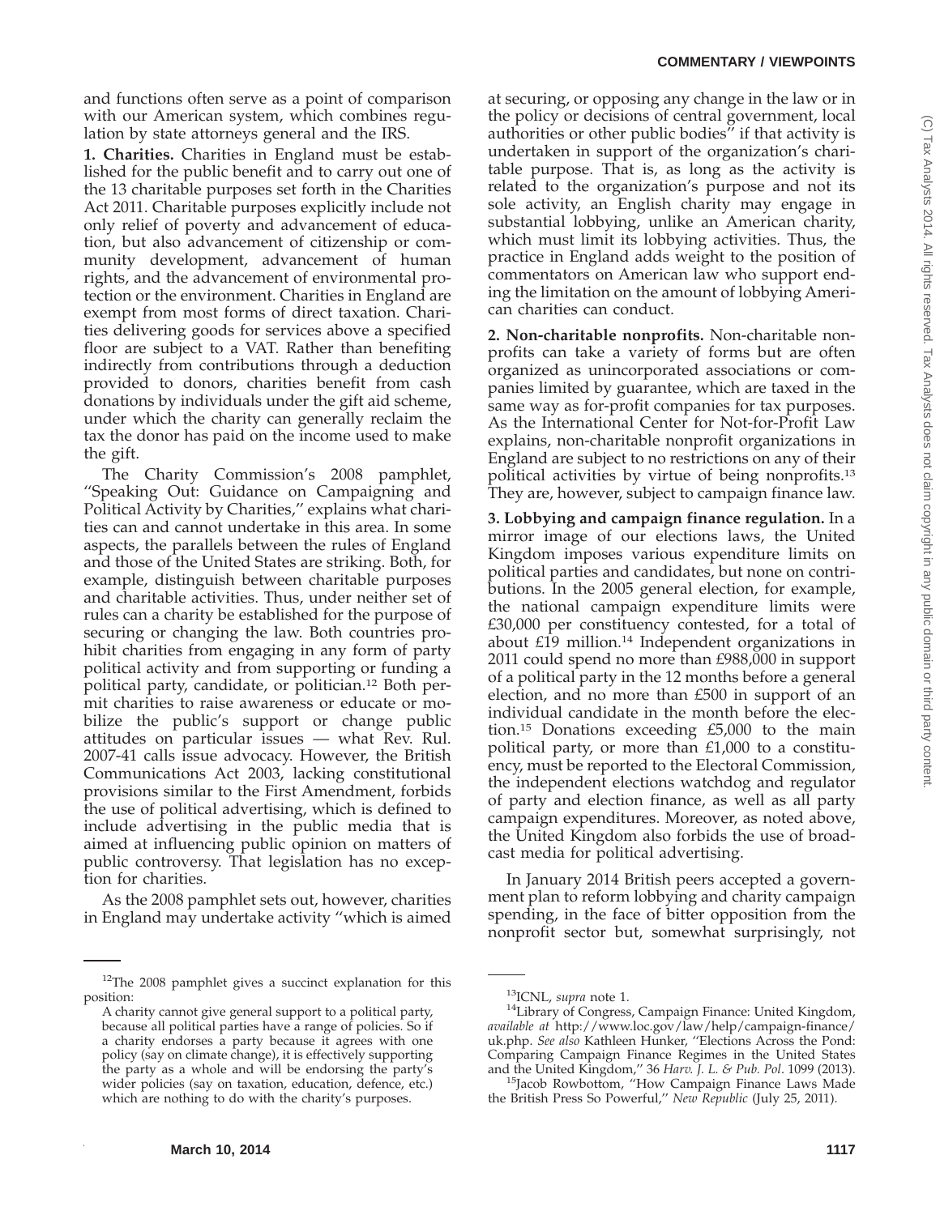and functions often serve as a point of comparison with our American system, which combines regulation by state attorneys general and the IRS.

**1. Charities.** Charities in England must be established for the public benefit and to carry out one of the 13 charitable purposes set forth in the Charities Act 2011. Charitable purposes explicitly include not only relief of poverty and advancement of education, but also advancement of citizenship or community development, advancement of human rights, and the advancement of environmental protection or the environment. Charities in England are exempt from most forms of direct taxation. Charities delivering goods for services above a specified floor are subject to a VAT. Rather than benefiting indirectly from contributions through a deduction provided to donors, charities benefit from cash donations by individuals under the gift aid scheme, under which the charity can generally reclaim the tax the donor has paid on the income used to make the gift.

The Charity Commission's 2008 pamphlet, "Speaking Out: Guidance on Campaigning and Political Activity by Charities," explains what charities can and cannot undertake in this area. In some aspects, the parallels between the rules of England and those of the United States are striking. Both, for example, distinguish between charitable purposes and charitable activities. Thus, under neither set of rules can a charity be established for the purpose of securing or changing the law. Both countries prohibit charities from engaging in any form of party political activity and from supporting or funding a political party, candidate, or politician.[12] Both permit charities to raise awareness or educate or mobilize the public's support or change public attitudes on particular issues — what Rev. Rul. 2007-41 calls issue advocacy. However, the British Communications Act 2003, lacking constitutional provisions similar to the First Amendment, forbids the use of political advertising, which is defined to include advertising in the public media that is aimed at influencing public opinion on matters of public controversy. That legislation has no exception for charities.

As the 2008 pamphlet sets out, however, charities in England may undertake activity "which is aimed at securing, or opposing any change in the law or in the policy or decisions of central government, local authorities or other public bodies" if that activity is undertaken in support of the organization's charitable purpose. That is, as long as the activity is related to the organization's purpose and not its sole activity, an English charity may engage in substantial lobbying, unlike an American charity, which must limit its lobbying activities. Thus, the practice in England adds weight to the position of commentators on American law who support ending the limitation on the amount of lobbying American charities can conduct.

**2. Non-charitable nonprofits.** Non-charitable nonprofits can take a variety of forms but are often organized as unincorporated associations or companies limited by guarantee, which are taxed in the same way as for-profit companies for tax purposes. As the International Center for Not-for-Profit Law explains, non-charitable nonprofit organizations in England are subject to no restrictions on any of their political activities by virtue of being nonprofits.[13] They are, however, subject to campaign finance law.

**3. Lobbying and campaign finance regulation.** In a mirror image of our elections laws, the United Kingdom imposes various expenditure limits on political parties and candidates, but none on contributions. In the 2005 general election, for example, the national campaign expenditure limits were £30,000 per constituency contested, for a total of about £19 million.[14] Independent organizations in 2011 could spend no more than £988,000 in support of a political party in the 12 months before a general election, and no more than £500 in support of an individual candidate in the month before the election.[15] Donations exceeding £5,000 to the main political party, or more than £1,000 to a constituency, must be reported to the Electoral Commission, the independent elections watchdog and regulator of party and election finance, as well as all party campaign expenditures. Moreover, as noted above, the United Kingdom also forbids the use of broadcast media for political advertising.

In January 2014 British peers accepted a government plan to reform lobbying and charity campaign spending, in the face of bitter opposition from the nonprofit sector but, somewhat surprisingly, not

---

[12]The 2008 pamphlet gives a succinct explanation for this position:

> A charity cannot give general support to a political party, because all political parties have a range of policies. So if a charity endorses a party because it agrees with one policy (say on climate change), it is effectively supporting the party as a whole and will be endorsing the party's wider policies (say on taxation, education, defence, etc.) which are nothing to do with the charity's purposes.

[13]ICNL, *supra* note 1.

[14]Library of Congress, Campaign Finance: United Kingdom, *available at* http://www.loc.gov/law/help/campaign-finance/uk.php. *See also* Kathleen Hunker, "Elections Across the Pond: Comparing Campaign Finance Regimes in the United States and the United Kingdom," 36 *Harv. J. L. & Pub. Pol*. 1099 (2013).

[15]Jacob Rowbottom, "How Campaign Finance Laws Made the British Press So Powerful," *New Republic* (July 25, 2011).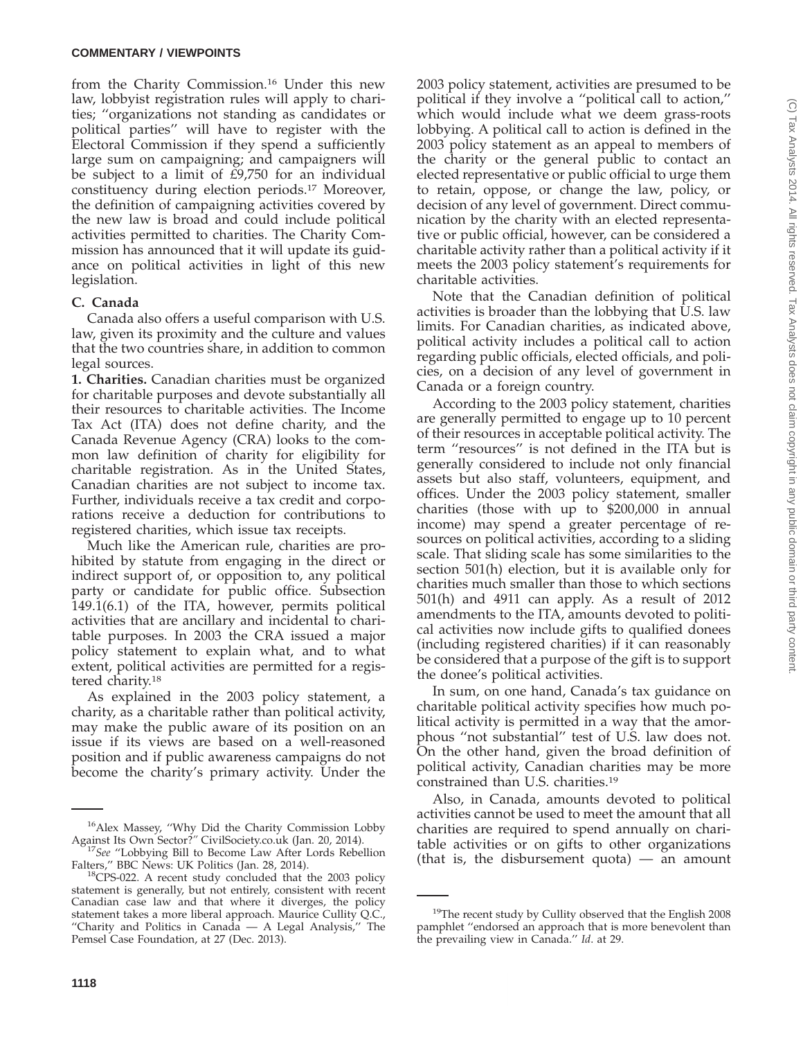from the Charity Commission.[16] Under this new law, lobbyist registration rules will apply to charities; ''organizations not standing as candidates or political parties'' will have to register with the Electoral Commission if they spend a sufficiently large sum on campaigning; and campaigners will be subject to a limit of £9,750 for an individual constituency during election periods.[17] Moreover, the definition of campaigning activities covered by the new law is broad and could include political activities permitted to charities. The Charity Commission has announced that it will update its guidance on political activities in light of this new legislation.

### C. Canada

Canada also offers a useful comparison with U.S. law, given its proximity and the culture and values that the two countries share, in addition to common legal sources.

**1. Charities.** Canadian charities must be organized for charitable purposes and devote substantially all their resources to charitable activities. The Income Tax Act (ITA) does not define charity, and the Canada Revenue Agency (CRA) looks to the common law definition of charity for eligibility for charitable registration. As in the United States, Canadian charities are not subject to income tax. Further, individuals receive a tax credit and corporations receive a deduction for contributions to registered charities, which issue tax receipts.

Much like the American rule, charities are prohibited by statute from engaging in the direct or indirect support of, or opposition to, any political party or candidate for public office. Subsection 149.1(6.1) of the ITA, however, permits political activities that are ancillary and incidental to charitable purposes. In 2003 the CRA issued a major policy statement to explain what, and to what extent, political activities are permitted for a registered charity.[18]

As explained in the 2003 policy statement, a charity, as a charitable rather than political activity, may make the public aware of its position on an issue if its views are based on a well-reasoned position and if public awareness campaigns do not become the charity's primary activity. Under the 2003 policy statement, activities are presumed to be political if they involve a ''political call to action,'' which would include what we deem grass-roots lobbying. A political call to action is defined in the 2003 policy statement as an appeal to members of the charity or the general public to contact an elected representative or public official to urge them to retain, oppose, or change the law, policy, or decision of any level of government. Direct communication by the charity with an elected representative or public official, however, can be considered a charitable activity rather than a political activity if it meets the 2003 policy statement's requirements for charitable activities.

Note that the Canadian definition of political activities is broader than the lobbying that U.S. law limits. For Canadian charities, as indicated above, political activity includes a political call to action regarding public officials, elected officials, and policies, on a decision of any level of government in Canada or a foreign country.

According to the 2003 policy statement, charities are generally permitted to engage up to 10 percent of their resources in acceptable political activity. The term ''resources'' is not defined in the ITA but is generally considered to include not only financial assets but also staff, volunteers, equipment, and offices. Under the 2003 policy statement, smaller charities (those with up to $200,000 in annual income) may spend a greater percentage of resources on political activities, according to a sliding scale. That sliding scale has some similarities to the section 501(h) election, but it is available only for charities much smaller than those to which sections 501(h) and 4911 can apply. As a result of 2012 amendments to the ITA, amounts devoted to political activities now include gifts to qualified donees (including registered charities) if it can reasonably be considered that a purpose of the gift is to support the donee's political activities.

In sum, on one hand, Canada's tax guidance on charitable political activity specifies how much political activity is permitted in a way that the amorphous ''not substantial'' test of U.S. law does not. On the other hand, given the broad definition of political activity, Canadian charities may be more constrained than U.S. charities.[19]

Also, in Canada, amounts devoted to political activities cannot be used to meet the amount that all charities are required to spend annually on charitable activities or on gifts to other organizations (that is, the disbursement quota) — an amount

---

[16] Alex Massey, ''Why Did the Charity Commission Lobby Against Its Own Sector?'' CivilSociety.co.uk (Jan. 20, 2014).

[17] *See* ''Lobbying Bill to Become Law After Lords Rebellion Falters,'' BBC News: UK Politics (Jan. 28, 2014).

[18] CPS-022. A recent study concluded that the 2003 policy statement is generally, but not entirely, consistent with recent Canadian case law and that where it diverges, the policy statement takes a more liberal approach. Maurice Cullity Q.C., ''Charity and Politics in Canada — A Legal Analysis,'' The Pemsel Case Foundation, at 27 (Dec. 2013).

[19] The recent study by Cullity observed that the English 2008 pamphlet ''endorsed an approach that is more benevolent than the prevailing view in Canada.'' *Id.* at 29.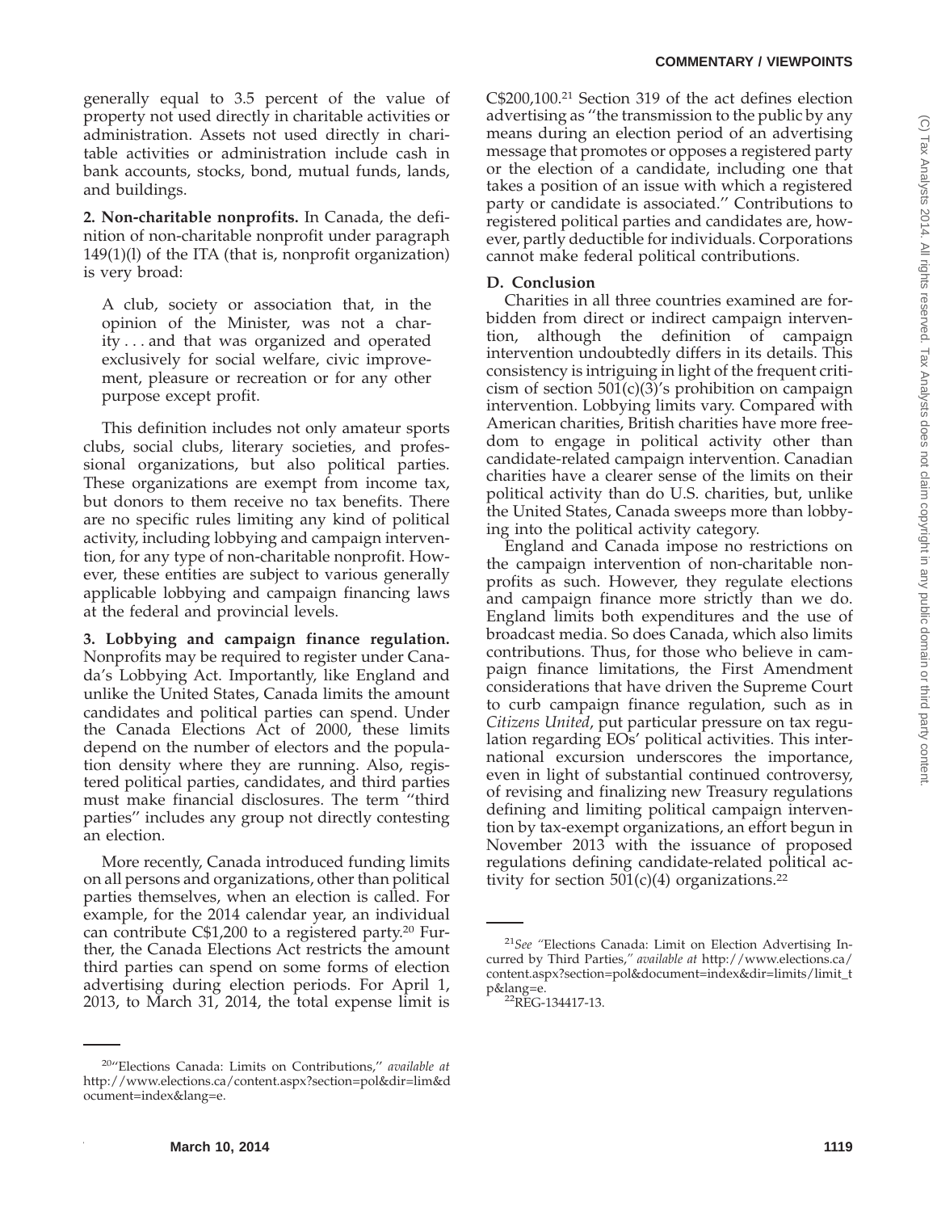generally equal to 3.5 percent of the value of property not used directly in charitable activities or administration. Assets not used directly in charitable activities or administration include cash in bank accounts, stocks, bond, mutual funds, lands, and buildings.

**2. Non-charitable nonprofits.** In Canada, the definition of non-charitable nonprofit under paragraph 149(1)(l) of the ITA (that is, nonprofit organization) is very broad:

> A club, society or association that, in the opinion of the Minister, was not a charity . . . and that was organized and operated exclusively for social welfare, civic improvement, pleasure or recreation or for any other purpose except profit.

This definition includes not only amateur sports clubs, social clubs, literary societies, and professional organizations, but also political parties. These organizations are exempt from income tax, but donors to them receive no tax benefits. There are no specific rules limiting any kind of political activity, including lobbying and campaign intervention, for any type of non-charitable nonprofit. However, these entities are subject to various generally applicable lobbying and campaign financing laws at the federal and provincial levels.

**3. Lobbying and campaign finance regulation.** Nonprofits may be required to register under Canada's Lobbying Act. Importantly, like England and unlike the United States, Canada limits the amount candidates and political parties can spend. Under the Canada Elections Act of 2000, these limits depend on the number of electors and the population density where they are running. Also, registered political parties, candidates, and third parties must make financial disclosures. The term "third parties" includes any group not directly contesting an election.

More recently, Canada introduced funding limits on all persons and organizations, other than political parties themselves, when an election is called. For example, for the 2014 calendar year, an individual can contribute C$1,200 to a registered party.[20] Further, the Canada Elections Act restricts the amount third parties can spend on some forms of election advertising during election periods. For April 1, 2013, to March 31, 2014, the total expense limit is C$200,100.[21] Section 319 of the act defines election advertising as "the transmission to the public by any means during an election period of an advertising message that promotes or opposes a registered party or the election of a candidate, including one that takes a position of an issue with which a registered party or candidate is associated." Contributions to registered political parties and candidates are, however, partly deductible for individuals. Corporations cannot make federal political contributions.

### D. Conclusion

Charities in all three countries examined are forbidden from direct or indirect campaign intervention, although the definition of campaign intervention undoubtedly differs in its details. This consistency is intriguing in light of the frequent criticism of section 501(c)(3)'s prohibition on campaign intervention. Lobbying limits vary. Compared with American charities, British charities have more freedom to engage in political activity other than candidate-related campaign intervention. Canadian charities have a clearer sense of the limits on their political activity than do U.S. charities, but, unlike the United States, Canada sweeps more than lobbying into the political activity category.

England and Canada impose no restrictions on the campaign intervention of non-charitable nonprofits as such. However, they regulate elections and campaign finance more strictly than we do. England limits both expenditures and the use of broadcast media. So does Canada, which also limits contributions. Thus, for those who believe in campaign finance limitations, the First Amendment considerations that have driven the Supreme Court to curb campaign finance regulation, such as in *Citizens United*, put particular pressure on tax regulation regarding EOs' political activities. This international excursion underscores the importance, even in light of substantial continued controversy, of revising and finalizing new Treasury regulations defining and limiting political campaign intervention by tax-exempt organizations, an effort begun in November 2013 with the issuance of proposed regulations defining candidate-related political activity for section 501(c)(4) organizations.[22]

---

[20] "Elections Canada: Limits on Contributions," *available at* http://www.elections.ca/content.aspx?section=pol&dir=lim&document=index&lang=e.

[21] *See* "Elections Canada: Limit on Election Advertising Incurred by Third Parties," *available at* http://www.elections.ca/content.aspx?section=pol&document=index&dir=limits/limit_tp&lang=e.

[22] REG-134417-13.